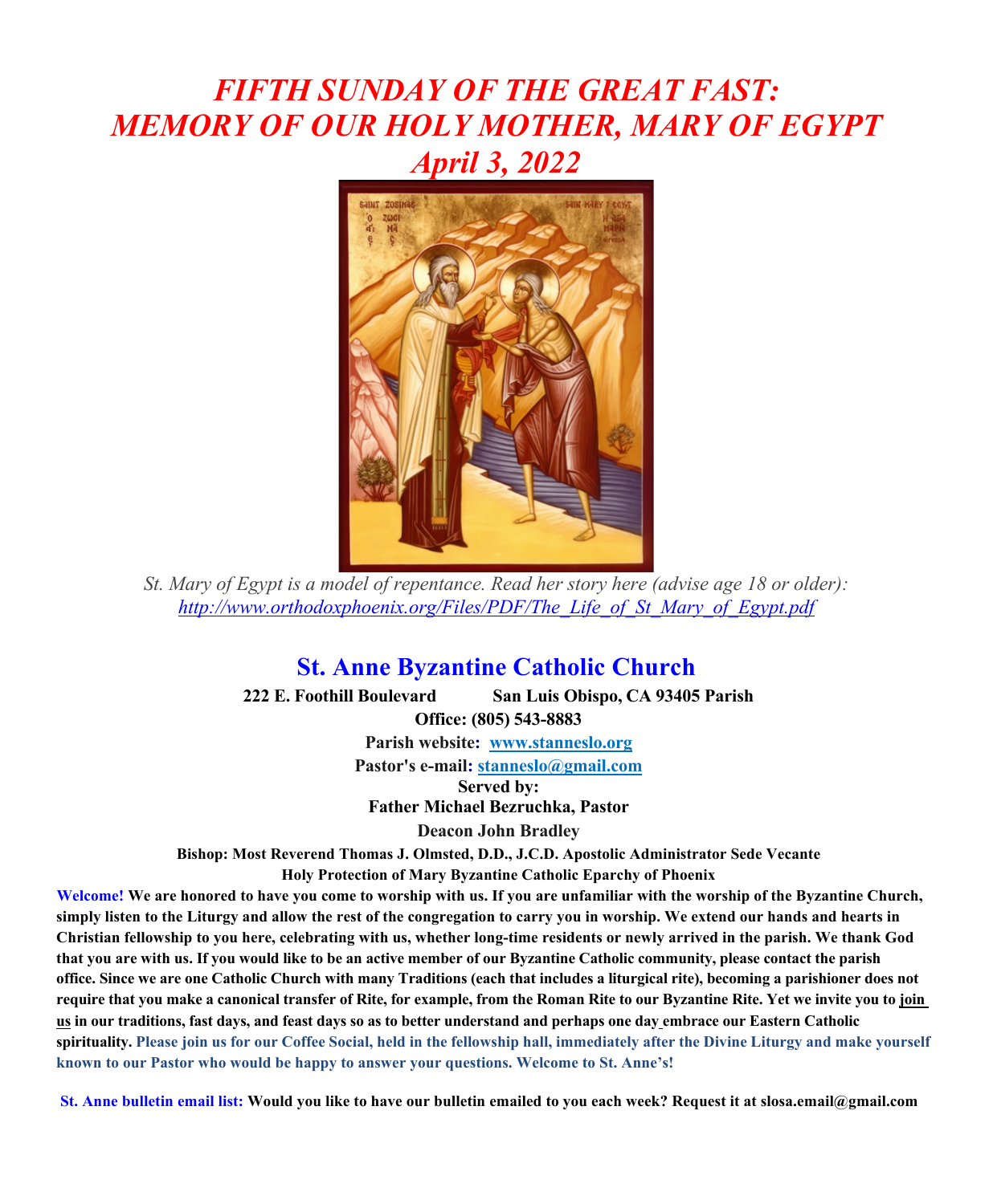# *FIFTH SUNDAY OF THE GREAT FAST: MEMORY OF OUR HOLY MOTHER, MARY OF EGYPT April 3, 2022*

*St. Mary of Egypt is a model of repentance. Read her story here (advise age 18 or older): http://www.orthodoxphoenix.org/Files/PDF/The_Life_of_St_Mary_of_Egypt.pdf*

## St. Anne Byzantine Catholic Church

**222 E. Foothill Boulevard San Luis Obispo, CA 93405 Parish Office: (805) 543-8883**

**Parish website: www.stanneslo.org**

**Pastor's e-mail: stanneslo@gmail.com**

**Served by:**

**Father Michael Bezruchka, Pastor**

**Deacon John Bradley**

**Bishop: Most Reverend Thomas J. Olmsted, D.D., J.C.D. Apostolic Administrator Sede Vacante**

**Holy Protection of Mary Byzantine Catholic Eparchy of Phoenix**

**Welcome! We are honored to have you come to worship with us. If you are unfamiliar with the worship of the Byzantine Church, simply listen to the Liturgy and allow the rest of the congregation to carry you in worship. We extend our hands and hearts in Christian fellowship to you here, celebrating with us, whether long-time residents or newly arrived in the parish. We thank God that you are with us. If you would like to be an active member of our Byzantine Catholic community, please contact the parish office. Since we are one Catholic Church with many Traditions (each that includes a liturgical rite), becoming a parishioner does not require that you make a canonical transfer of Rite, for example, from the Roman Rite to our Byzantine Rite. Yet we invite you to join us in our traditions, fast days, and feast days so as to better understand and perhaps one day embrace our Eastern Catholic spirituality. Please join us for our Coffee Social, held in the fellowship hall, immediately after the Divine Liturgy and make yourself known to our Pastor who would be happy to answer your questions. Welcome to St. Anne's!**

**St. Anne bulletin email list: Would you like to have our bulletin emailed to you each week? Request it at slosa.email@gmail.com**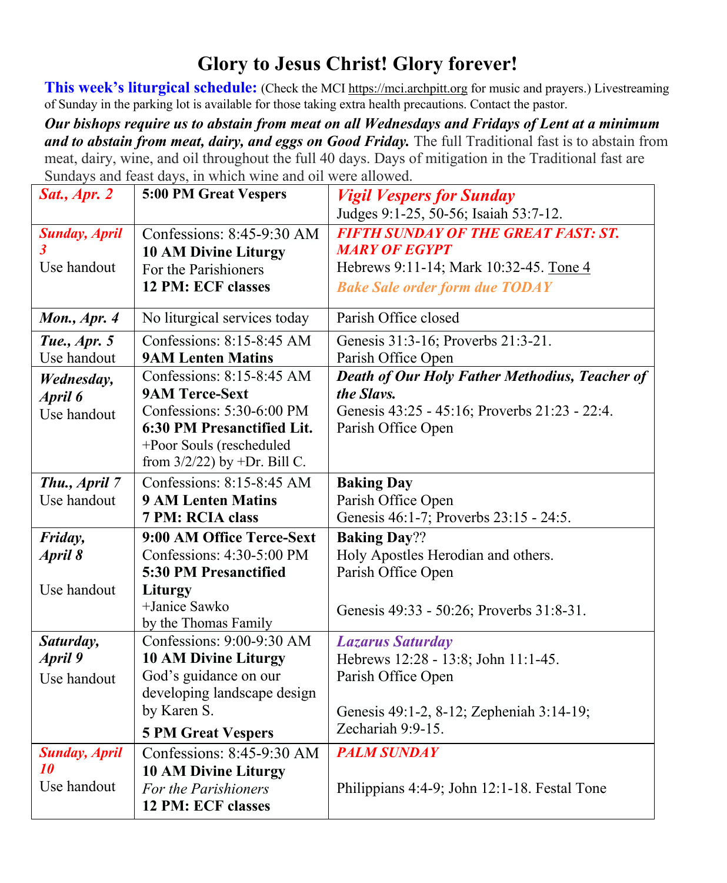# Glory to Jesus Christ! Glory forever!

**This week's liturgical schedule:** (Check the MCI https://mci.archpitt.org for music and prayers.) Livestreaming of Sunday in the parking lot is available for those taking extra health precautions. Contact the pastor.

***Our bishops require us to abstain from meat on all Wednesdays and Fridays of Lent at a minimum and to abstain from meat, dairy, and eggs on Good Friday.*** The full Traditional fast is to abstain from meat, dairy, wine, and oil throughout the full 40 days. Days of mitigation in the Traditional fast are Sundays and feast days, in which wine and oil were allowed.

| | | |
|---|---|---|
| ***Sat., Apr. 2*** | **5:00 PM Great Vespers** | ***Vigil Vespers for Sunday***<br>Judges 9:1-25, 50-56; Isaiah 53:7-12. |
| ***Sunday, April 3***<br>Use handout | Confessions: 8:45-9:30 AM<br>**10 AM Divine Liturgy**<br>For the Parishioners<br>**12 PM: ECF classes** | ***FIFTH SUNDAY OF THE GREAT FAST: ST. MARY OF EGYPT***<br>Hebrews 9:11-14; Mark 10:32-45. Tone 4<br>***Bake Sale order form due TODAY*** |
| ***Mon., Apr. 4*** | No liturgical services today | Parish Office closed |
| ***Tue., Apr. 5***<br>Use handout | Confessions: 8:15-8:45 AM<br>**9AM Lenten Matins** | Genesis 31:3-16; Proverbs 21:3-21.<br>Parish Office Open |
| ***Wednesday, April 6***<br>Use handout | Confessions: 8:15-8:45 AM<br>**9AM Terce-Sext**<br>Confessions: 5:30-6:00 PM<br>**6:30 PM Presanctified Lit.**<br>+Poor Souls (rescheduled from 3/2/22) by +Dr. Bill C. | ***Death of Our Holy Father Methodius, Teacher of the Slavs.***<br>Genesis 43:25 - 45:16; Proverbs 21:23 - 22:4.<br>Parish Office Open |
| ***Thu., April 7***<br>Use handout | Confessions: 8:15-8:45 AM<br>**9 AM Lenten Matins**<br>**7 PM: RCIA class** | **Baking Day**<br>Parish Office Open<br>Genesis 46:1-7; Proverbs 23:15 - 24:5. |
| ***Friday, April 8***<br>Use handout | **9:00 AM Office Terce-Sext**<br>Confessions: 4:30-5:00 PM<br>**5:30 PM Presanctified Liturgy**<br>+Janice Sawko by the Thomas Family | **Baking Day**??<br>Holy Apostles Herodian and others.<br>Parish Office Open<br>Genesis 49:33 - 50:26; Proverbs 31:8-31. |
| ***Saturday, April 9***<br>Use handout | Confessions: 9:00-9:30 AM<br>**10 AM Divine Liturgy**<br>God's guidance on our developing landscape design by Karen S.<br>**5 PM Great Vespers** | ***Lazarus Saturday***<br>Hebrews 12:28 - 13:8; John 11:1-45.<br>Parish Office Open<br>Genesis 49:1-2, 8-12; Zephaniah 3:14-19; Zechariah 9:9-15. |
| ***Sunday, April 10***<br>Use handout | Confessions: 8:45-9:30 AM<br>**10 AM Divine Liturgy**<br>*For the Parishioners*<br>**12 PM: ECF classes** | ***PALM SUNDAY***<br>Philippians 4:4-9; John 12:1-18. Festal Tone |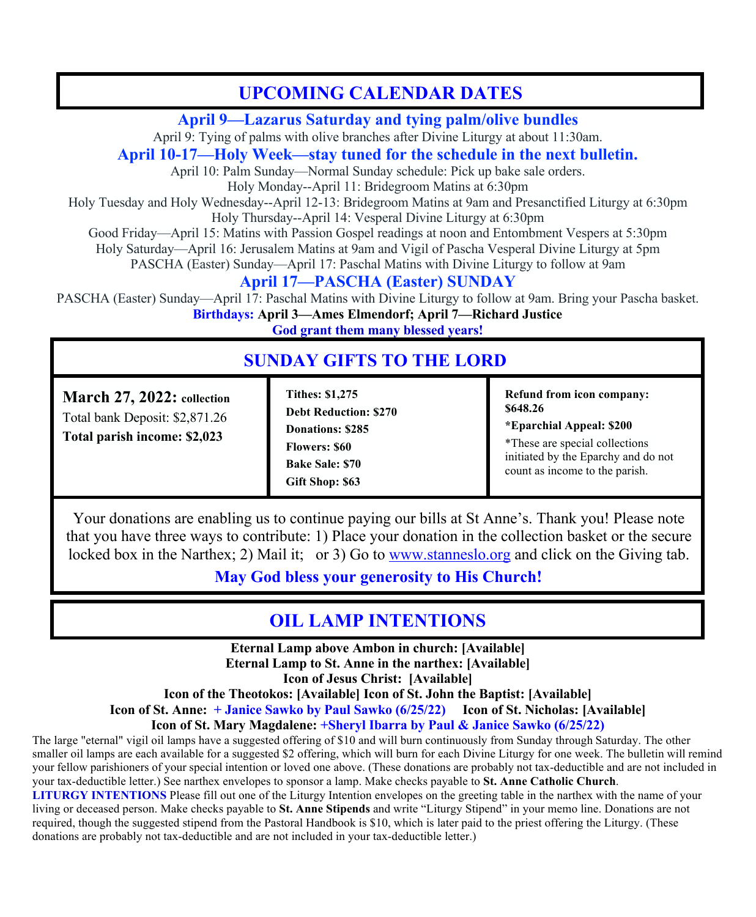## UPCOMING CALENDAR DATES

### April 9—Lazarus Saturday and tying palm/olive bundles

April 9: Tying of palms with olive branches after Divine Liturgy at about 11:30am.

### April 10-17—Holy Week—stay tuned for the schedule in the next bulletin.

April 10: Palm Sunday—Normal Sunday schedule: Pick up bake sale orders.

Holy Monday--April 11: Bridegroom Matins at 6:30pm

Holy Tuesday and Holy Wednesday--April 12-13: Bridegroom Matins at 9am and Presanctified Liturgy at 6:30pm

Holy Thursday--April 14: Vesperal Divine Liturgy at 6:30pm

Good Friday—April 15: Matins with Passion Gospel readings at noon and Entombment Vespers at 5:30pm

Holy Saturday—April 16: Jerusalem Matins at 9am and Vigil of Pascha Vesperal Divine Liturgy at 5pm

PASCHA (Easter) Sunday—April 17: Paschal Matins with Divine Liturgy to follow at 9am

### April 17—PASCHA (Easter) SUNDAY

PASCHA (Easter) Sunday—April 17: Paschal Matins with Divine Liturgy to follow at 9am. Bring your Pascha basket.

**Birthdays:** **April 3—Ames Elmendorf; April 7—Richard Justice**

**God grant them many blessed years!**

## SUNDAY GIFTS TO THE LORD

| **March 27, 2022: collection** | **Tithes: $1,275** | **Refund from icon company: $648.26** |
|---|---|---|
| Total bank Deposit: $2,871.26 | **Debt Reduction: $270** | ***Eparchial Appeal: $200** |
| **Total parish income: $2,023** | **Donations: $285** | *These are special collections initiated by the Eparchy and do not count as income to the parish. |
| | **Flowers: $60** | |
| | **Bake Sale: $70** | |
| | **Gift Shop: $63** | |

Your donations are enabling us to continue paying our bills at St Anne's. Thank you! Please note that you have three ways to contribute: 1) Place your donation in the collection basket or the secure locked box in the Narthex; 2) Mail it; or 3) Go to www.stanneslo.org and click on the Giving tab.

**May God bless your generosity to His Church!**

## OIL LAMP INTENTIONS

**Eternal Lamp above Ambon in church: [Available]**

**Eternal Lamp to St. Anne in the narthex: [Available]**

**Icon of Jesus Christ: [Available]**

**Icon of the Theotokos: [Available] Icon of St. John the Baptist: [Available]**

**Icon of St. Anne: + Janice Sawko by Paul Sawko (6/25/22) Icon of St. Nicholas: [Available]**

**Icon of St. Mary Magdalene: +Sheryl Ibarra by Paul & Janice Sawko (6/25/22)**

The large "eternal" vigil oil lamps have a suggested offering of $10 and will burn continuously from Sunday through Saturday. The other smaller oil lamps are each available for a suggested $2 offering, which will burn for each Divine Liturgy for one week. The bulletin will remind your fellow parishioners of your special intention or loved one above. (These donations are probably not tax-deductible and are not included in your tax-deductible letter.) See narthex envelopes to sponsor a lamp. Make checks payable to **St. Anne Catholic Church**.

**LITURGY INTENTIONS** Please fill out one of the Liturgy Intention envelopes on the greeting table in the narthex with the name of your living or deceased person. Make checks payable to **St. Anne Stipends** and write "Liturgy Stipend" in your memo line. Donations are not required, though the suggested stipend from the Pastoral Handbook is $10, which is later paid to the priest offering the Liturgy. (These donations are probably not tax-deductible and are not included in your tax-deductible letter.)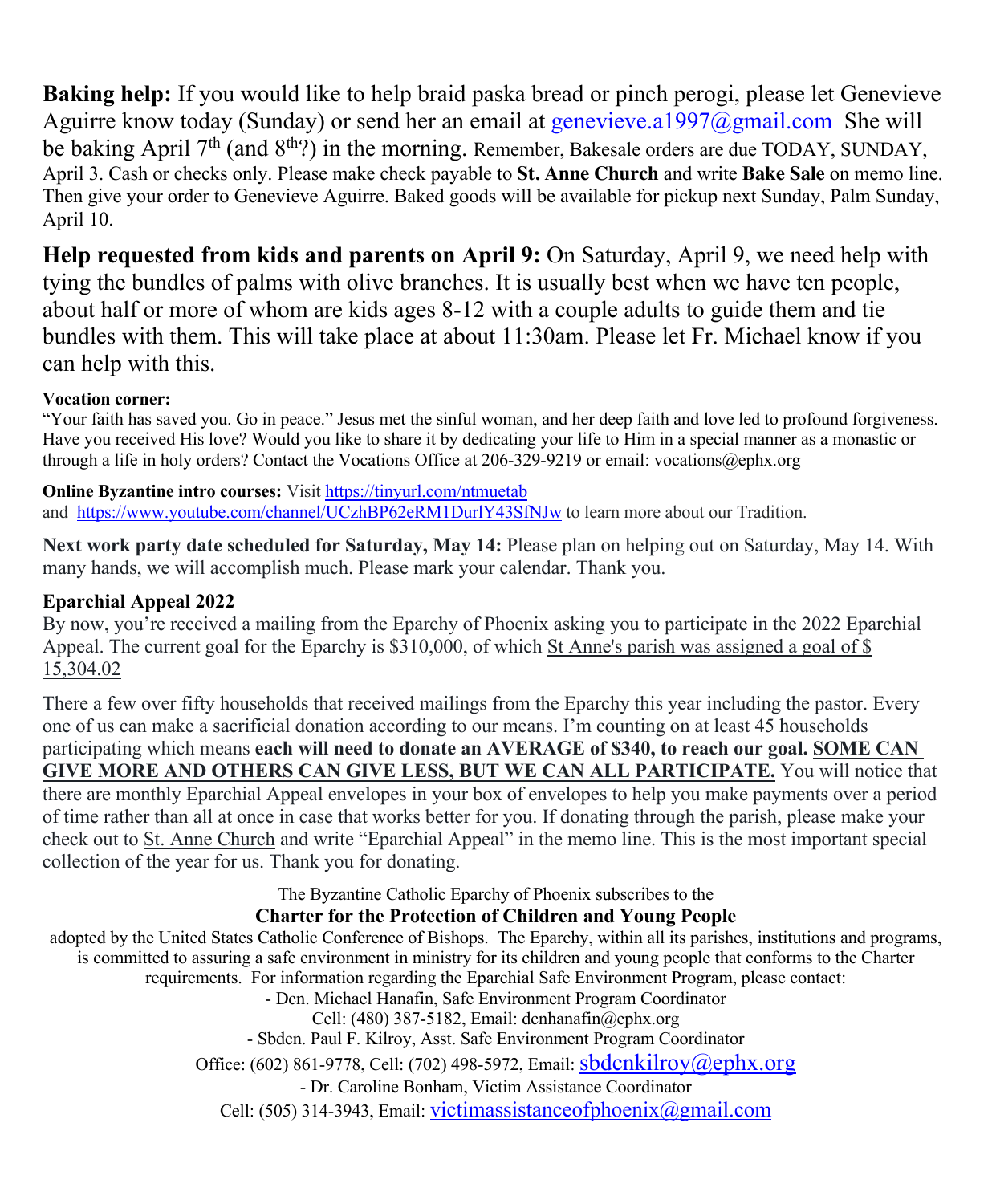**Baking help:** If you would like to help braid paska bread or pinch perogi, please let Genevieve Aguirre know today (Sunday) or send her an email at genevieve.a1997@gmail.com She will be baking April 7th (and 8th?) in the morning. Remember, Bakesale orders are due TODAY, SUNDAY, April 3. Cash or checks only. Please make check payable to **St. Anne Church** and write **Bake Sale** on memo line. Then give your order to Genevieve Aguirre. Baked goods will be available for pickup next Sunday, Palm Sunday, April 10.

**Help requested from kids and parents on April 9:** On Saturday, April 9, we need help with tying the bundles of palms with olive branches. It is usually best when we have ten people, about half or more of whom are kids ages 8-12 with a couple adults to guide them and tie bundles with them. This will take place at about 11:30am. Please let Fr. Michael know if you can help with this.

**Vocation corner:**
"Your faith has saved you. Go in peace." Jesus met the sinful woman, and her deep faith and love led to profound forgiveness. Have you received His love? Would you like to share it by dedicating your life to Him in a special manner as a monastic or through a life in holy orders? Contact the Vocations Office at 206-329-9219 or email: vocations@ephx.org

**Online Byzantine intro courses:** Visit https://tinyurl.com/ntmuetab and https://www.youtube.com/channel/UCzhBP62eRM1DurlY43SfNJw to learn more about our Tradition.

**Next work party date scheduled for Saturday, May 14:** Please plan on helping out on Saturday, May 14. With many hands, we will accomplish much. Please mark your calendar. Thank you.

**Eparchial Appeal 2022**
By now, you're received a mailing from the Eparchy of Phoenix asking you to participate in the 2022 Eparchial Appeal. The current goal for the Eparchy is $310,000, of which St Anne's parish was assigned a goal of $ 15,304.02

There a few over fifty households that received mailings from the Eparchy this year including the pastor. Every one of us can make a sacrificial donation according to our means. I'm counting on at least 45 households participating which means **each will need to donate an AVERAGE of $340, to reach our goal. SOME CAN GIVE MORE AND OTHERS CAN GIVE LESS, BUT WE CAN ALL PARTICIPATE.** You will notice that there are monthly Eparchial Appeal envelopes in your box of envelopes to help you make payments over a period of time rather than all at once in case that works better for you. If donating through the parish, please make your check out to St. Anne Church and write "Eparchial Appeal" in the memo line. This is the most important special collection of the year for us. Thank you for donating.

The Byzantine Catholic Eparchy of Phoenix subscribes to the

**Charter for the Protection of Children and Young People**

adopted by the United States Catholic Conference of Bishops. The Eparchy, within all its parishes, institutions and programs, is committed to assuring a safe environment in ministry for its children and young people that conforms to the Charter requirements. For information regarding the Eparchial Safe Environment Program, please contact:

- Dcn. Michael Hanafin, Safe Environment Program Coordinator
Cell: (480) 387-5182, Email: dcnhanafin@ephx.org
- Sbdcn. Paul F. Kilroy, Asst. Safe Environment Program Coordinator
Office: (602) 861-9778, Cell: (702) 498-5972, Email: sbdcnkilroy@ephx.org
- Dr. Caroline Bonham, Victim Assistance Coordinator
Cell: (505) 314-3943, Email: victimassistanceofphoenix@gmail.com